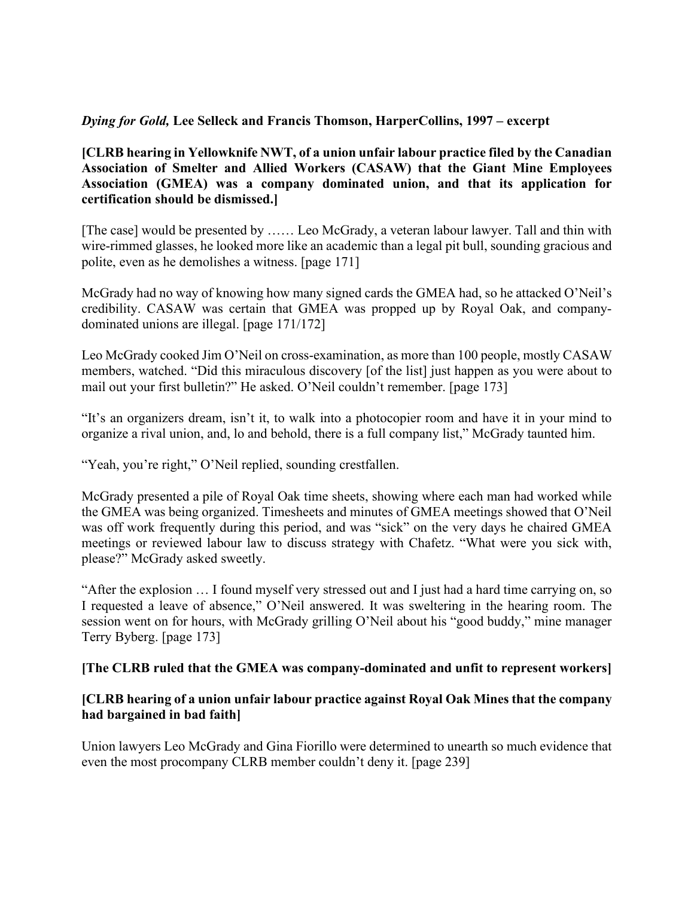***Dying for Gold*, Lee Selleck and Francis Thomson, HarperCollins, 1997 – excerpt**

**[CLRB hearing in Yellowknife NWT, of a union unfair labour practice filed by the Canadian Association of Smelter and Allied Workers (CASAW) that the Giant Mine Employees Association (GMEA) was a company dominated union, and that its application for certification should be dismissed.]**

[The case] would be presented by …… Leo McGrady, a veteran labour lawyer. Tall and thin with wire-rimmed glasses, he looked more like an academic than a legal pit bull, sounding gracious and polite, even as he demolishes a witness. [page 171]

McGrady had no way of knowing how many signed cards the GMEA had, so he attacked O'Neil's credibility. CASAW was certain that GMEA was propped up by Royal Oak, and company-dominated unions are illegal. [page 171/172]

Leo McGrady cooked Jim O'Neil on cross-examination, as more than 100 people, mostly CASAW members, watched. "Did this miraculous discovery [of the list] just happen as you were about to mail out your first bulletin?" He asked. O'Neil couldn't remember. [page 173]

"It's an organizers dream, isn't it, to walk into a photocopier room and have it in your mind to organize a rival union, and, lo and behold, there is a full company list," McGrady taunted him.

"Yeah, you're right," O'Neil replied, sounding crestfallen.

McGrady presented a pile of Royal Oak time sheets, showing where each man had worked while the GMEA was being organized. Timesheets and minutes of GMEA meetings showed that O'Neil was off work frequently during this period, and was "sick" on the very days he chaired GMEA meetings or reviewed labour law to discuss strategy with Chafetz. "What were you sick with, please?" McGrady asked sweetly.

"After the explosion … I found myself very stressed out and I just had a hard time carrying on, so I requested a leave of absence," O'Neil answered. It was sweltering in the hearing room. The session went on for hours, with McGrady grilling O'Neil about his "good buddy," mine manager Terry Byberg. [page 173]

**[The CLRB ruled that the GMEA was company-dominated and unfit to represent workers]**

**[CLRB hearing of a union unfair labour practice against Royal Oak Mines that the company had bargained in bad faith]**

Union lawyers Leo McGrady and Gina Fiorillo were determined to unearth so much evidence that even the most procompany CLRB member couldn't deny it. [page 239]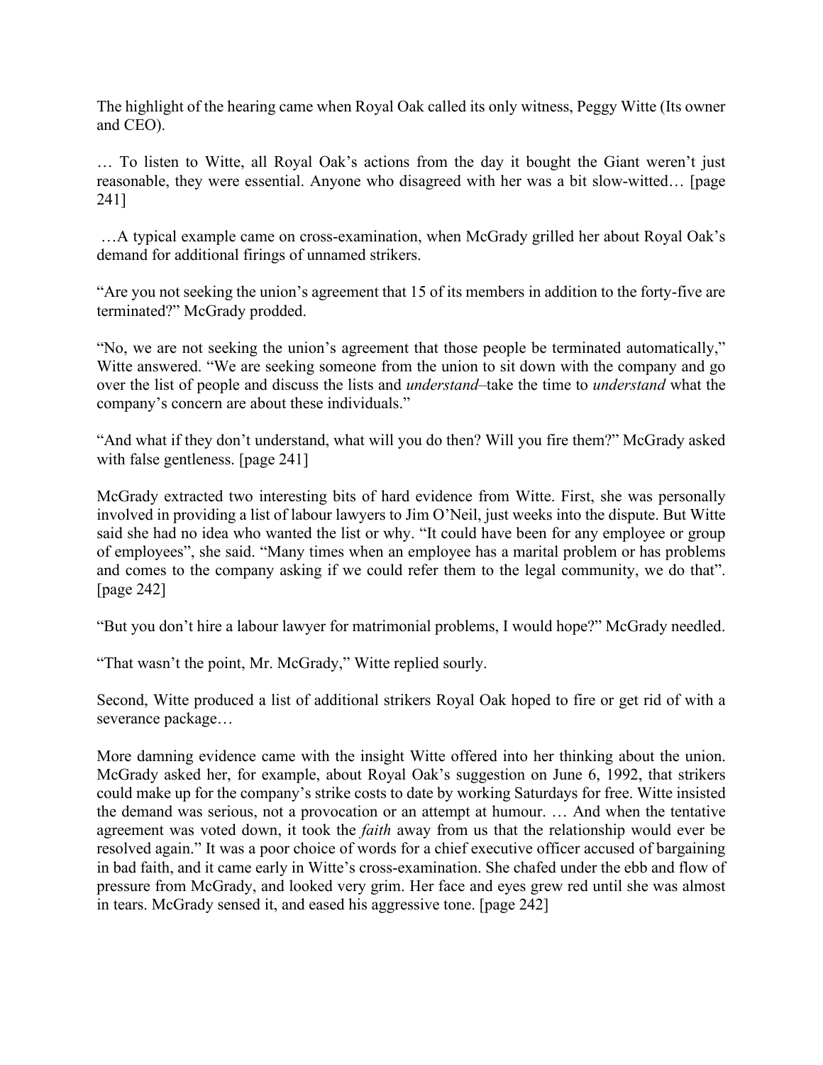The highlight of the hearing came when Royal Oak called its only witness, Peggy Witte (Its owner and CEO).

… To listen to Witte, all Royal Oak's actions from the day it bought the Giant weren't just reasonable, they were essential. Anyone who disagreed with her was a bit slow-witted… [page 241]

…A typical example came on cross-examination, when McGrady grilled her about Royal Oak's demand for additional firings of unnamed strikers.

"Are you not seeking the union's agreement that 15 of its members in addition to the forty-five are terminated?" McGrady prodded.

"No, we are not seeking the union's agreement that those people be terminated automatically," Witte answered. "We are seeking someone from the union to sit down with the company and go over the list of people and discuss the lists and *understand*–take the time to *understand* what the company's concern are about these individuals."

"And what if they don't understand, what will you do then? Will you fire them?" McGrady asked with false gentleness. [page 241]

McGrady extracted two interesting bits of hard evidence from Witte. First, she was personally involved in providing a list of labour lawyers to Jim O'Neil, just weeks into the dispute. But Witte said she had no idea who wanted the list or why. "It could have been for any employee or group of employees", she said. "Many times when an employee has a marital problem or has problems and comes to the company asking if we could refer them to the legal community, we do that". [page 242]

"But you don't hire a labour lawyer for matrimonial problems, I would hope?" McGrady needled.

"That wasn't the point, Mr. McGrady," Witte replied sourly.

Second, Witte produced a list of additional strikers Royal Oak hoped to fire or get rid of with a severance package…

More damning evidence came with the insight Witte offered into her thinking about the union. McGrady asked her, for example, about Royal Oak's suggestion on June 6, 1992, that strikers could make up for the company's strike costs to date by working Saturdays for free. Witte insisted the demand was serious, not a provocation or an attempt at humour. … And when the tentative agreement was voted down, it took the *faith* away from us that the relationship would ever be resolved again." It was a poor choice of words for a chief executive officer accused of bargaining in bad faith, and it came early in Witte's cross-examination. She chafed under the ebb and flow of pressure from McGrady, and looked very grim. Her face and eyes grew red until she was almost in tears. McGrady sensed it, and eased his aggressive tone. [page 242]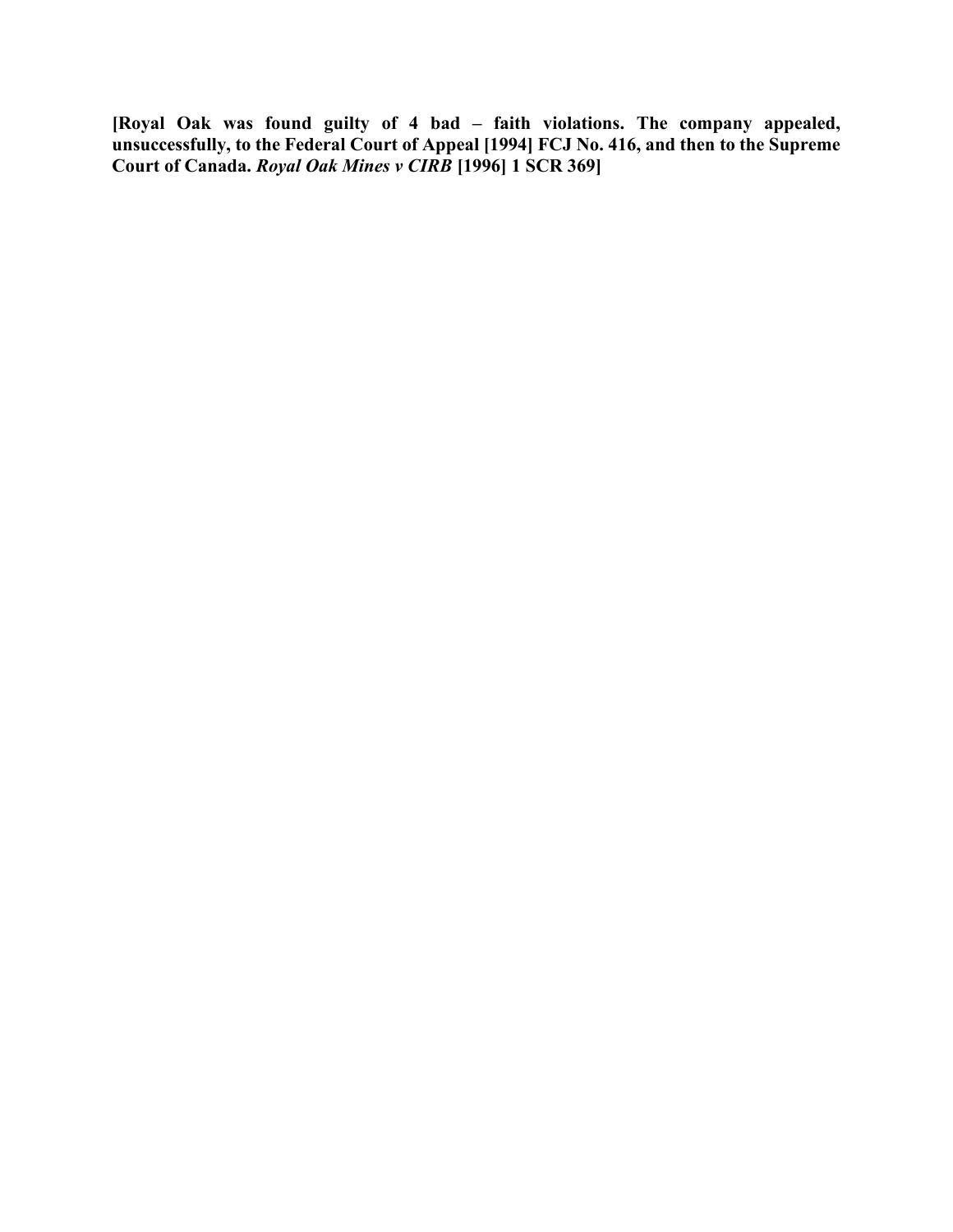**[Royal Oak was found guilty of 4 bad – faith violations. The company appealed, unsuccessfully, to the Federal Court of Appeal [1994] FCJ No. 416, and then to the Supreme Court of Canada. *Royal Oak Mines v CIRB* [1996] 1 SCR 369]**